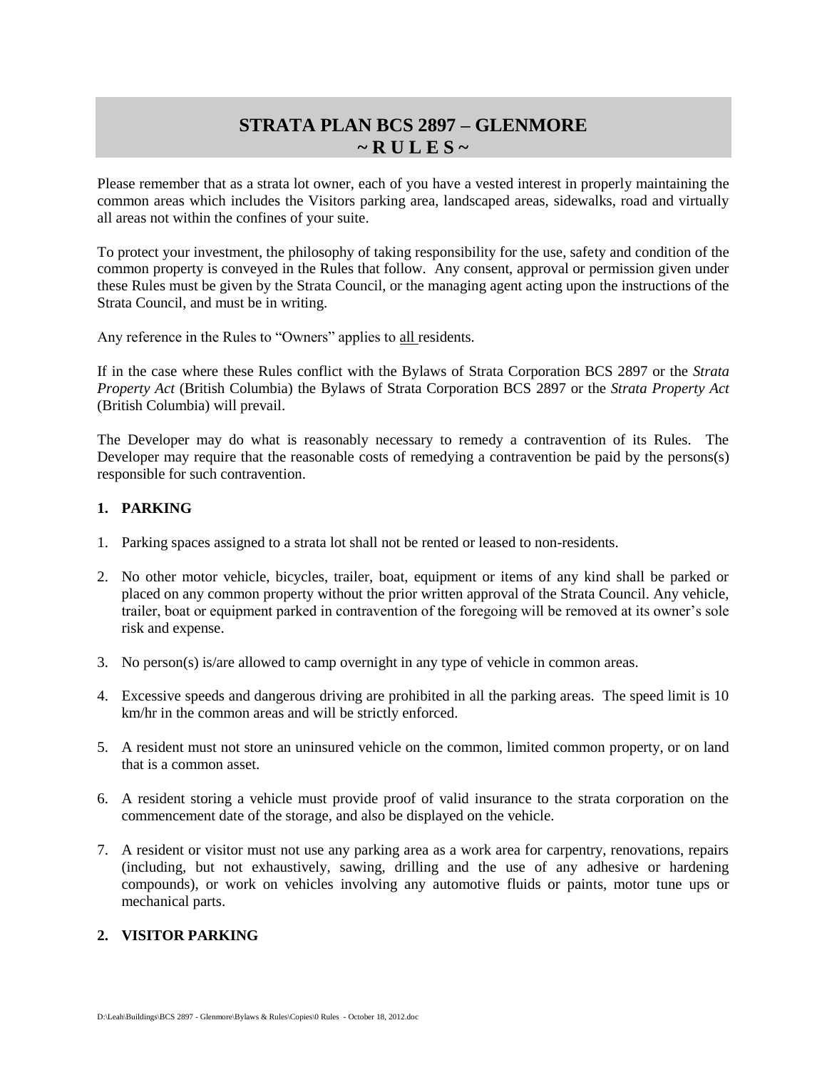# STRATA PLAN BCS 2897 – GLENMORE
# ~ R U L E S ~

Please remember that as a strata lot owner, each of you have a vested interest in properly maintaining the common areas which includes the Visitors parking area, landscaped areas, sidewalks, road and virtually all areas not within the confines of your suite.

To protect your investment, the philosophy of taking responsibility for the use, safety and condition of the common property is conveyed in the Rules that follow. Any consent, approval or permission given under these Rules must be given by the Strata Council, or the managing agent acting upon the instructions of the Strata Council, and must be in writing.

Any reference in the Rules to "Owners" applies to all residents.

If in the case where these Rules conflict with the Bylaws of Strata Corporation BCS 2897 or the *Strata Property Act* (British Columbia) the Bylaws of Strata Corporation BCS 2897 or the *Strata Property Act* (British Columbia) will prevail.

The Developer may do what is reasonably necessary to remedy a contravention of its Rules. The Developer may require that the reasonable costs of remedying a contravention be paid by the persons(s) responsible for such contravention.

## 1. PARKING

1. Parking spaces assigned to a strata lot shall not be rented or leased to non-residents.
2. No other motor vehicle, bicycles, trailer, boat, equipment or items of any kind shall be parked or placed on any common property without the prior written approval of the Strata Council. Any vehicle, trailer, boat or equipment parked in contravention of the foregoing will be removed at its owner's sole risk and expense.
3. No person(s) is/are allowed to camp overnight in any type of vehicle in common areas.
4. Excessive speeds and dangerous driving are prohibited in all the parking areas. The speed limit is 10 km/hr in the common areas and will be strictly enforced.
5. A resident must not store an uninsured vehicle on the common, limited common property, or on land that is a common asset.
6. A resident storing a vehicle must provide proof of valid insurance to the strata corporation on the commencement date of the storage, and also be displayed on the vehicle.
7. A resident or visitor must not use any parking area as a work area for carpentry, renovations, repairs (including, but not exhaustively, sawing, drilling and the use of any adhesive or hardening compounds), or work on vehicles involving any automotive fluids or paints, motor tune ups or mechanical parts.

## 2. VISITOR PARKING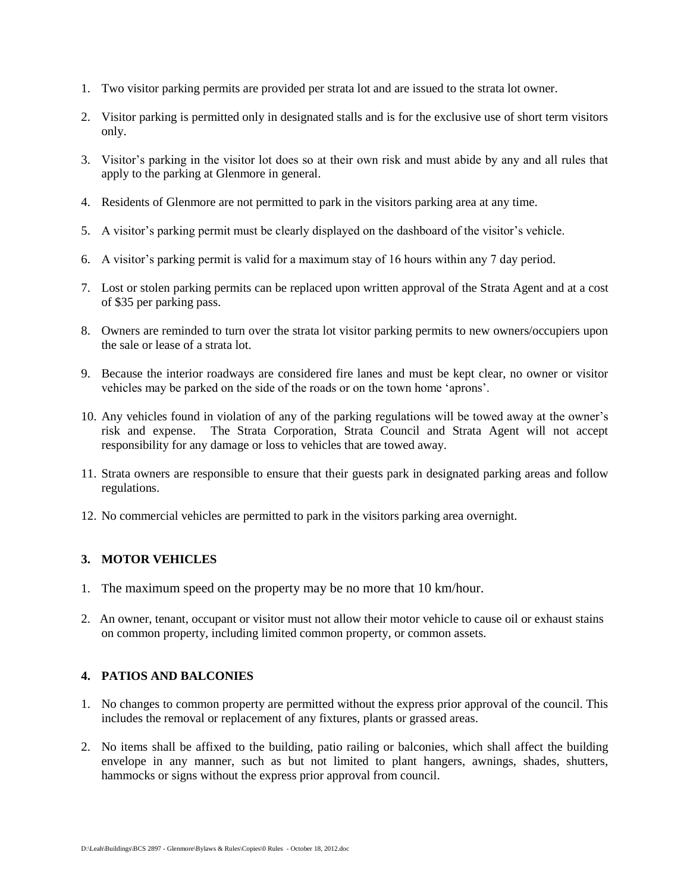1. Two visitor parking permits are provided per strata lot and are issued to the strata lot owner.

2. Visitor parking is permitted only in designated stalls and is for the exclusive use of short term visitors only.

3. Visitor's parking in the visitor lot does so at their own risk and must abide by any and all rules that apply to the parking at Glenmore in general.

4. Residents of Glenmore are not permitted to park in the visitors parking area at any time.

5. A visitor's parking permit must be clearly displayed on the dashboard of the visitor's vehicle.

6. A visitor's parking permit is valid for a maximum stay of 16 hours within any 7 day period.

7. Lost or stolen parking permits can be replaced upon written approval of the Strata Agent and at a cost of $35 per parking pass.

8. Owners are reminded to turn over the strata lot visitor parking permits to new owners/occupiers upon the sale or lease of a strata lot.

9. Because the interior roadways are considered fire lanes and must be kept clear, no owner or visitor vehicles may be parked on the side of the roads or on the town home 'aprons'.

10. Any vehicles found in violation of any of the parking regulations will be towed away at the owner's risk and expense. The Strata Corporation, Strata Council and Strata Agent will not accept responsibility for any damage or loss to vehicles that are towed away.

11. Strata owners are responsible to ensure that their guests park in designated parking areas and follow regulations.

12. No commercial vehicles are permitted to park in the visitors parking area overnight.

## 3. MOTOR VEHICLES

1. The maximum speed on the property may be no more that 10 km/hour.

2. An owner, tenant, occupant or visitor must not allow their motor vehicle to cause oil or exhaust stains on common property, including limited common property, or common assets.

## 4. PATIOS AND BALCONIES

1. No changes to common property are permitted without the express prior approval of the council. This includes the removal or replacement of any fixtures, plants or grassed areas.

2. No items shall be affixed to the building, patio railing or balconies, which shall affect the building envelope in any manner, such as but not limited to plant hangers, awnings, shades, shutters, hammocks or signs without the express prior approval from council.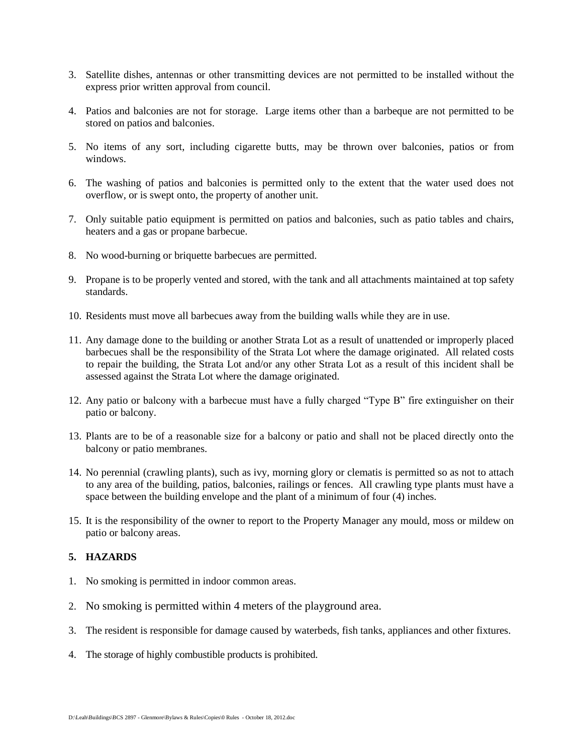3. Satellite dishes, antennas or other transmitting devices are not permitted to be installed without the express prior written approval from council.

4. Patios and balconies are not for storage. Large items other than a barbeque are not permitted to be stored on patios and balconies.

5. No items of any sort, including cigarette butts, may be thrown over balconies, patios or from windows.

6. The washing of patios and balconies is permitted only to the extent that the water used does not overflow, or is swept onto, the property of another unit.

7. Only suitable patio equipment is permitted on patios and balconies, such as patio tables and chairs, heaters and a gas or propane barbecue.

8. No wood-burning or briquette barbecues are permitted.

9. Propane is to be properly vented and stored, with the tank and all attachments maintained at top safety standards.

10. Residents must move all barbecues away from the building walls while they are in use.

11. Any damage done to the building or another Strata Lot as a result of unattended or improperly placed barbecues shall be the responsibility of the Strata Lot where the damage originated. All related costs to repair the building, the Strata Lot and/or any other Strata Lot as a result of this incident shall be assessed against the Strata Lot where the damage originated.

12. Any patio or balcony with a barbecue must have a fully charged "Type B" fire extinguisher on their patio or balcony.

13. Plants are to be of a reasonable size for a balcony or patio and shall not be placed directly onto the balcony or patio membranes.

14. No perennial (crawling plants), such as ivy, morning glory or clematis is permitted so as not to attach to any area of the building, patios, balconies, railings or fences. All crawling type plants must have a space between the building envelope and the plant of a minimum of four (4) inches.

15. It is the responsibility of the owner to report to the Property Manager any mould, moss or mildew on patio or balcony areas.

## 5. HAZARDS

1. No smoking is permitted in indoor common areas.

2. No smoking is permitted within 4 meters of the playground area.

3. The resident is responsible for damage caused by waterbeds, fish tanks, appliances and other fixtures.

4. The storage of highly combustible products is prohibited.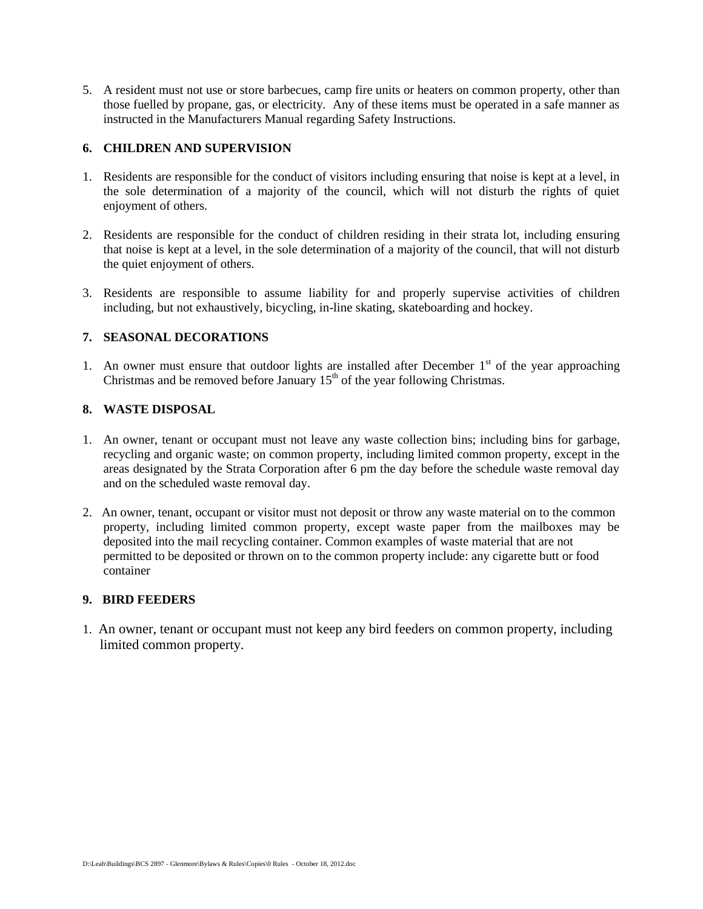5. A resident must not use or store barbecues, camp fire units or heaters on common property, other than those fuelled by propane, gas, or electricity. Any of these items must be operated in a safe manner as instructed in the Manufacturers Manual regarding Safety Instructions.

## 6. CHILDREN AND SUPERVISION

1. Residents are responsible for the conduct of visitors including ensuring that noise is kept at a level, in the sole determination of a majority of the council, which will not disturb the rights of quiet enjoyment of others.

2. Residents are responsible for the conduct of children residing in their strata lot, including ensuring that noise is kept at a level, in the sole determination of a majority of the council, that will not disturb the quiet enjoyment of others.

3. Residents are responsible to assume liability for and properly supervise activities of children including, but not exhaustively, bicycling, in-line skating, skateboarding and hockey.

## 7. SEASONAL DECORATIONS

1. An owner must ensure that outdoor lights are installed after December 1st of the year approaching Christmas and be removed before January 15th of the year following Christmas.

## 8. WASTE DISPOSAL

1. An owner, tenant or occupant must not leave any waste collection bins; including bins for garbage, recycling and organic waste; on common property, including limited common property, except in the areas designated by the Strata Corporation after 6 pm the day before the schedule waste removal day and on the scheduled waste removal day.

2. An owner, tenant, occupant or visitor must not deposit or throw any waste material on to the common property, including limited common property, except waste paper from the mailboxes may be deposited into the mail recycling container. Common examples of waste material that are not permitted to be deposited or thrown on to the common property include: any cigarette butt or food container

## 9. BIRD FEEDERS

1. An owner, tenant or occupant must not keep any bird feeders on common property, including limited common property.